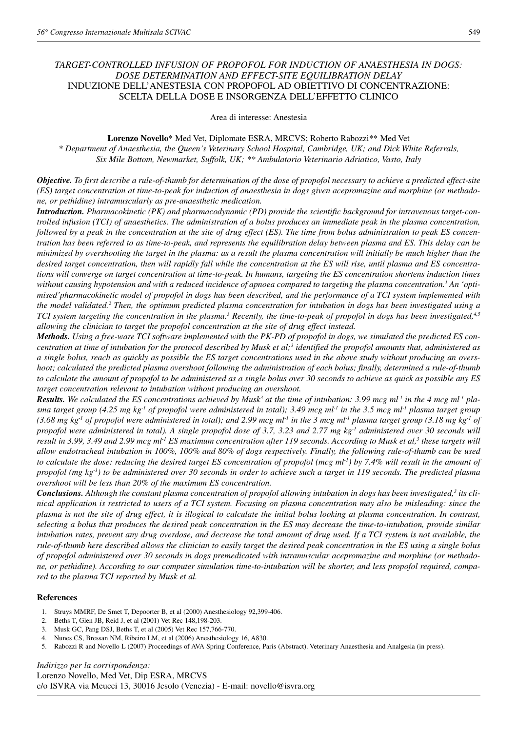# *TARGET-CONTROLLED INFUSION OF PROPOFOL FOR INDUCTION OF ANAESTHESIA IN DOGS: DOSE DETERMINATION AND EFFECT-SITE EQUILIBRATION DELAY*

## INDUZIONE DELL'ANESTESIA CON PROPOFOL AD OBIETTIVO DI CONCENTRAZIONE: SCELTA DELLA DOSE E INSORGENZA DELL'EFFETTO CLINICO

Area di interesse: Anestesia

**Lorenzo Novello*** Med Vet, Diplomate ESRA, MRCVS; Roberto Rabozzi** Med Vet

*\* Department of Anaesthesia, the Queen's Veterinary School Hospital, Cambridge, UK; and Dick White Referrals, Six Mile Bottom, Newmarket, Suffolk, UK; \*\* Ambulatorio Veterinario Adriatico, Vasto, Italy*

***Objective.*** *To first describe a rule-of-thumb for determination of the dose of propofol necessary to achieve a predicted effect-site (ES) target concentration at time-to-peak for induction of anaesthesia in dogs given acepromazine and morphine (or methadone, or pethidine) intramuscularly as pre-anaesthetic medication.*

***Introduction.*** *Pharmacokinetic (PK) and pharmacodynamic (PD) provide the scientific background for intravenous target-controlled infusion (TCI) of anaesthetics. The administration of a bolus produces an immediate peak in the plasma concentration, followed by a peak in the concentration at the site of drug effect (ES). The time from bolus administration to peak ES concentration has been referred to as time-to-peak, and represents the equilibration delay between plasma and ES. This delay can be minimized by overshooting the target in the plasma: as a result the plasma concentration will initially be much higher than the desired target concentration, then will rapidly fall while the concentration at the ES will rise, until plasma and ES concentrations will converge on target concentration at time-to-peak. In humans, targeting the ES concentration shortens induction times without causing hypotension and with a reduced incidence of apnoea compared to targeting the plasma concentration.[1] An 'optimised' pharmacokinetic model of propofol in dogs has been described, and the performance of a TCI system implemented with the model validated.[2] Then, the optimum predicted plasma concentration for intubation in dogs has been investigated using a TCI system targeting the concentration in the plasma.[3] Recently, the time-to-peak of propofol in dogs has been investigated,[4,5] allowing the clinician to target the propofol concentration at the site of drug effect instead.*

***Methods.*** *Using a free-ware TCI software implemented with the PK-PD of propofol in dogs, we simulated the predicted ES concentration at time of intubation for the protocol described by Musk et al;[3] identified the propofol amounts that, administered as a single bolus, reach as quickly as possible the ES target concentrations used in the above study without producing an overshoot; calculated the predicted plasma overshoot following the administration of each bolus; finally, determined a rule-of-thumb to calculate the amount of propofol to be administered as a single bolus over 30 seconds to achieve as quick as possible any ES target concentration relevant to intubation without producing an overshoot.*

***Results.*** *We calculated the ES concentrations achieved by Musk[3] at the time of intubation: 3.99 mcg ml$^{-1}$ in the 4 mcg ml$^{-1}$ plasma target group (4.25 mg kg$^{-1}$ of propofol were administered in total); 3.49 mcg ml$^{-1}$ in the 3.5 mcg ml$^{-1}$ plasma target group (3.68 mg kg$^{-1}$ of propofol were administered in total); and 2.99 mcg ml$^{-1}$ in the 3 mcg ml$^{-1}$ plasma target group (3.18 mg kg$^{-1}$ of propofol were administered in total). A single propofol dose of 3.7, 3.23 and 2.77 mg kg$^{-1}$ administered over 30 seconds will result in 3.99, 3.49 and 2.99 mcg ml$^{-1}$ ES maximum concentration after 119 seconds. According to Musk et al,[3] these targets will allow endotracheal intubation in 100%, 100% and 80% of dogs respectively. Finally, the following rule-of-thumb can be used to calculate the dose: reducing the desired target ES concentration of propofol (mcg ml$^{-1}$) by 7.4% will result in the amount of propofol (mg kg$^{-1}$) to be administered over 30 seconds in order to achieve such a target in 119 seconds. The predicted plasma overshoot will be less than 20% of the maximum ES concentration.*

***Conclusions.*** *Although the constant plasma concentration of propofol allowing intubation in dogs has been investigated,[3] its clinical application is restricted to users of a TCI system. Focusing on plasma concentration may also be misleading: since the plasma is not the site of drug effect, it is illogical to calculate the initial bolus looking at plasma concentration. In contrast, selecting a bolus that produces the desired peak concentration in the ES may decrease the time-to-intubation, provide similar intubation rates, prevent any drug overdose, and decrease the total amount of drug used. If a TCI system is not available, the rule-of-thumb here described allows the clinician to easily target the desired peak concentration in the ES using a single bolus of propofol administered over 30 seconds in dogs premedicated with intramuscular acepromazine and morphine (or methadone, or pethidine). According to our computer simulation time-to-intubation will be shorter, and less propofol required, compared to the plasma TCI reported by Musk et al.*

### References

1. Struys MMRF, De Smet T, Depoorter B, et al (2000) Anesthesiology 92,399-406.
2. Beths T, Glen JB, Reid J, et al (2001) Vet Rec 148,198-203.
3. Musk GC, Pang DSJ, Beths T, et al (2005) Vet Rec 157,766-770.
4. Nunes CS, Bressan NM, Ribeiro LM, et al (2006) Anesthesiology 16, A830.
5. Rabozzi R and Novello L (2007) Proceedings of AVA Spring Conference, Paris (Abstract). Veterinary Anaesthesia and Analgesia (in press).

*Indirizzo per la corrispondenza:*
Lorenzo Novello, Med Vet, Dip ESRA, MRCVS
c/o ISVRA via Meucci 13, 30016 Jesolo (Venezia) - E-mail: novello@isvra.org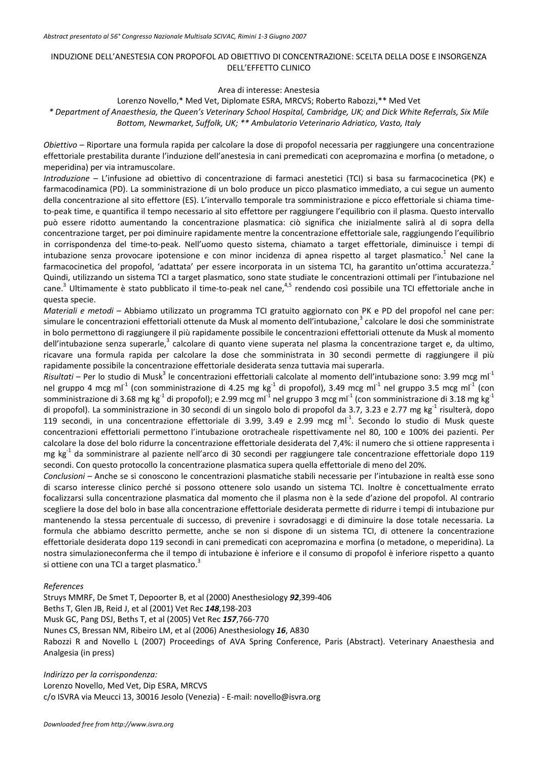*Abstract presentato al 56° Congresso Nazionale Multisala SCIVAC, Rimini 1-3 Giugno 2007*

# INDUZIONE DELL'ANESTESIA CON PROPOFOL AD OBIETTIVO DI CONCENTRAZIONE: SCELTA DELLA DOSE E INSORGENZA DELL'EFFETTO CLINICO

Area di interesse: Anestesia

Lorenzo Novello,* Med Vet, Diplomate ESRA, MRCVS; Roberto Rabozzi,** Med Vet

*\* Department of Anaesthesia, the Queen's Veterinary School Hospital, Cambridge, UK; and Dick White Referrals, Six Mile Bottom, Newmarket, Suffolk, UK; \*\* Ambulatorio Veterinario Adriatico, Vasto, Italy*

*Obiettivo* – Riportare una formula rapida per calcolare la dose di propofol necessaria per raggiungere una concentrazione effettoriale prestabilita durante l'induzione dell'anestesia in cani premedicati con acepromazina e morfina (o metadone, o meperidina) per via intramuscolare.

*Introduzione* – L'infusione ad obiettivo di concentrazione di farmaci anestetici (TCI) si basa su farmacocinetica (PK) e farmacodinamica (PD). La somministrazione di un bolo produce un picco plasmatico immediato, a cui segue un aumento della concentrazione al sito effettore (ES). L'intervallo temporale tra somministrazione e picco effettoriale si chiama time-to-peak time, e quantifica il tempo necessario al sito effettore per raggiungere l'equilibrio con il plasma. Questo intervallo può essere ridotto aumentando la concentrazione plasmatica: ciò significa che inizialmente salirà al di sopra della concentrazione target, per poi diminuire rapidamente mentre la concentrazione effettoriale sale, raggiungendo l'equilibrio in corrispondenza del time-to-peak. Nell'uomo questo sistema, chiamato a target effettoriale, diminuisce i tempi di intubazione senza provocare ipotensione e con minor incidenza di apnea rispetto al target plasmatico.[1] Nel cane la farmacocinetica del propofol, 'adattata' per essere incorporata in un sistema TCI, ha garantito un'ottima accuratezza.[2] Quindi, utilizzando un sistema TCI a target plasmatico, sono state studiate le concentrazioni ottimali per l'intubazione nel cane.[3] Ultimamente è stato pubblicato il time-to-peak nel cane,[4,5] rendendo così possibile una TCI effettoriale anche in questa specie.

*Materiali e metodi* – Abbiamo utilizzato un programma TCI gratuito aggiornato con PK e PD del propofol nel cane per: simulare le concentrazioni effettoriali ottenute da Musk al momento dell'intubazione,[3] calcolare le dosi che somministrate in bolo permettono di raggiungere il più rapidamente possibile le concentrazioni effettoriali ottenute da Musk al momento dell'intubazione senza superarle,[3] calcolare di quanto viene superata nel plasma la concentrazione target e, da ultimo, ricavare una formula rapida per calcolare la dose che somministrata in 30 secondi permette di raggiungere il più rapidamente possibile la concentrazione effettoriale desiderata senza tuttavia mai superarla.

*Risultati* – Per lo studio di Musk[3] le concentrazioni effettoriali calcolate al momento dell'intubazione sono: 3.99 mcg $ml^{-1}$ nel gruppo 4 mcg $ml^{-1}$ (con somministrazione di 4.25 mg $kg^{-1}$ di propofol), 3.49 mcg $ml^{-1}$ nel gruppo 3.5 mcg $ml^{-1}$ (con somministrazione di 3.68 mg $kg^{-1}$ di propofol); e 2.99 mcg $ml^{-1}$ nel gruppo 3 mcg $ml^{-1}$ (con somministrazione di 3.18 mg $kg^{-1}$ di propofol). La somministrazione in 30 secondi di un singolo bolo di propofol da 3.7, 3.23 e 2.77 mg $kg^{-1}$ risulterà, dopo 119 secondi, in una concentrazione effettoriale di 3.99, 3.49 e 2.99 mcg $ml^{-1}$. Secondo lo studio di Musk queste concentrazioni effettoriali permettono l'intubazione orotracheale rispettivamente nel 80, 100 e 100% dei pazienti. Per calcolare la dose del bolo ridurre la concentrazione effettoriale desiderata del 7,4%: il numero che si ottiene rappresenta i mg $kg^{-1}$ da somministrare al paziente nell'arco di 30 secondi per raggiungere tale concentrazione effettoriale dopo 119 secondi. Con questo protocollo la concentrazione plasmatica supera quella effettoriale di meno del 20%.

*Conclusioni* – Anche se si conoscono le concentrazioni plasmatiche stabili necessarie per l'intubazione in realtà esse sono di scarso interesse clinico perché si possono ottenere solo usando un sistema TCI. Inoltre è concettualmente errato focalizzarsi sulla concentrazione plasmatica dal momento che il plasma non è la sede d'azione del propofol. Al contrario scegliere la dose del bolo in base alla concentrazione effettoriale desiderata permette di ridurre i tempi di intubazione pur mantenendo la stessa percentuale di successo, di prevenire i sovradosaggi e di diminuire la dose totale necessaria. La formula che abbiamo descritto permette, anche se non si dispone di un sistema TCI, di ottenere la concentrazione effettoriale desiderata dopo 119 secondi in cani premedicati con acepromazina e morfina (o metadone, o meperidina). La nostra simulazioneconferma che il tempo di intubazione è inferiore e il consumo di propofol è inferiore rispetto a quanto si ottiene con una TCI a target plasmatico.[3]

*References*

Struys MMRF, De Smet T, Depoorter B, et al (2000) Anesthesiology ***92***,399-406

Beths T, Glen JB, Reid J, et al (2001) Vet Rec ***148***,198-203

Musk GC, Pang DSJ, Beths T, et al (2005) Vet Rec ***157***,766-770

Nunes CS, Bressan NM, Ribeiro LM, et al (2006) Anesthesiology ***16***, A830

Rabozzi R and Novello L (2007) Proceedings of AVA Spring Conference, Paris (Abstract). Veterinary Anaesthesia and Analgesia (in press)

*Indirizzo per la corrispondenza:*

Lorenzo Novello, Med Vet, Dip ESRA, MRCVS

c/o ISVRA via Meucci 13, 30016 Jesolo (Venezia) - E-mail: novello@isvra.org

*Downloaded free from http://www.isvra.org*